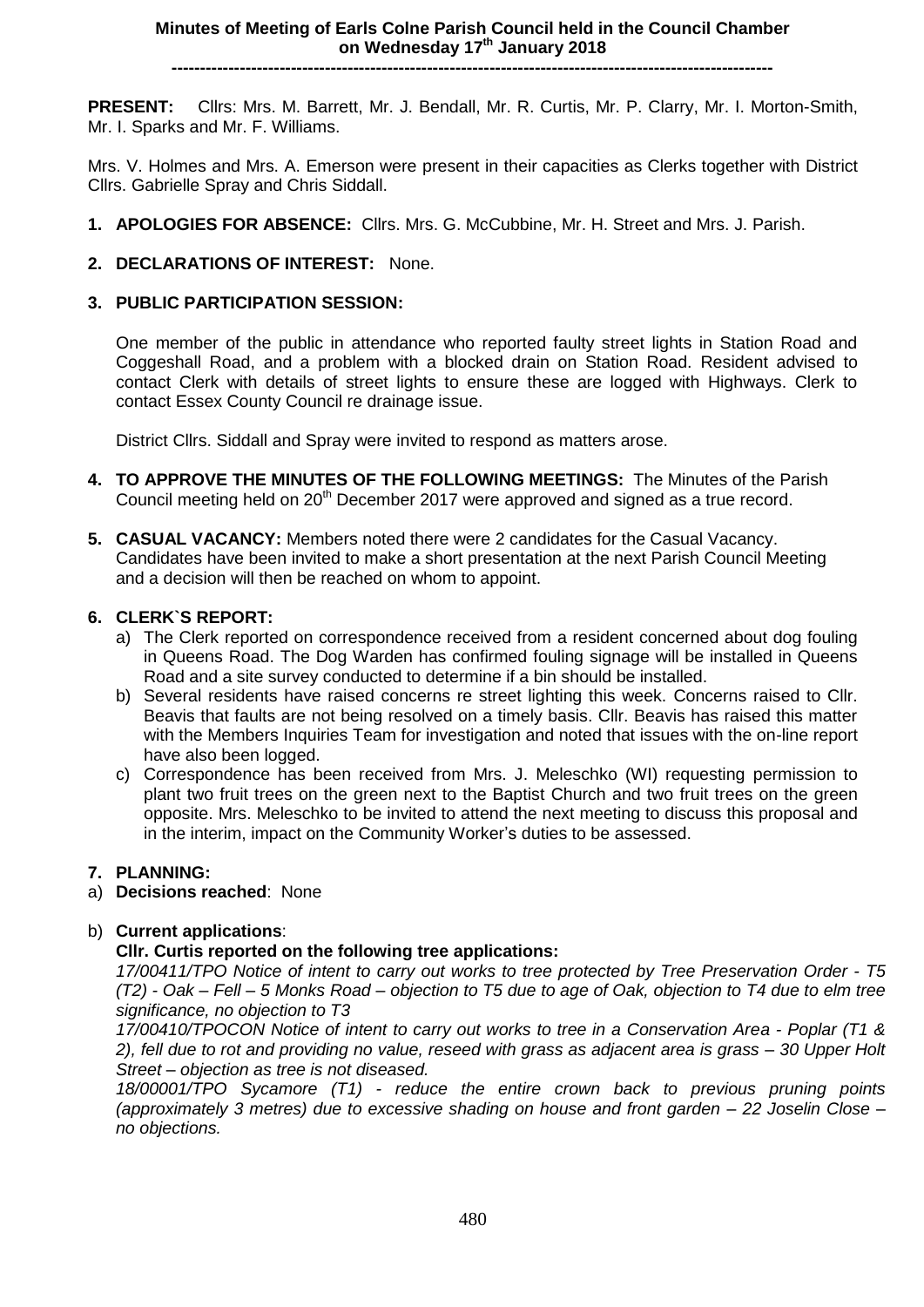# Minutes of Meeting of Earls Colne Parish Council held in the Council Chamber on Wednesday 17th January 2018

---

**PRESENT:** Cllrs: Mrs. M. Barrett, Mr. J. Bendall, Mr. R. Curtis, Mr. P. Clarry, Mr. I. Morton-Smith, Mr. I. Sparks and Mr. F. Williams.

Mrs. V. Holmes and Mrs. A. Emerson were present in their capacities as Clerks together with District Cllrs. Gabrielle Spray and Chris Siddall.

**1. APOLOGIES FOR ABSENCE:** Cllrs. Mrs. G. McCubbine, Mr. H. Street and Mrs. J. Parish.

**2. DECLARATIONS OF INTEREST:** None.

**3. PUBLIC PARTICIPATION SESSION:**

One member of the public in attendance who reported faulty street lights in Station Road and Coggeshall Road, and a problem with a blocked drain on Station Road. Resident advised to contact Clerk with details of street lights to ensure these are logged with Highways. Clerk to contact Essex County Council re drainage issue.

District Cllrs. Siddall and Spray were invited to respond as matters arose.

**4. TO APPROVE THE MINUTES OF THE FOLLOWING MEETINGS:** The Minutes of the Parish Council meeting held on 20th December 2017 were approved and signed as a true record.

**5. CASUAL VACANCY:** Members noted there were 2 candidates for the Casual Vacancy. Candidates have been invited to make a short presentation at the next Parish Council Meeting and a decision will then be reached on whom to appoint.

**6. CLERK`S REPORT:**

a) The Clerk reported on correspondence received from a resident concerned about dog fouling in Queens Road. The Dog Warden has confirmed fouling signage will be installed in Queens Road and a site survey conducted to determine if a bin should be installed.

b) Several residents have raised concerns re street lighting this week. Concerns raised to Cllr. Beavis that faults are not being resolved on a timely basis. Cllr. Beavis has raised this matter with the Members Inquiries Team for investigation and noted that issues with the on-line report have also been logged.

c) Correspondence has been received from Mrs. J. Meleschko (WI) requesting permission to plant two fruit trees on the green next to the Baptist Church and two fruit trees on the green opposite. Mrs. Meleschko to be invited to attend the next meeting to discuss this proposal and in the interim, impact on the Community Worker's duties to be assessed.

**7. PLANNING:**

a) **Decisions reached**: None

b) **Current applications**:

**Cllr. Curtis reported on the following tree applications:**

*17/00411/TPO Notice of intent to carry out works to tree protected by Tree Preservation Order - T5 (T2) - Oak – Fell – 5 Monks Road – objection to T5 due to age of Oak, objection to T4 due to elm tree significance, no objection to T3*

*17/00410/TPOCON Notice of intent to carry out works to tree in a Conservation Area - Poplar (T1 & 2), fell due to rot and providing no value, reseed with grass as adjacent area is grass – 30 Upper Holt Street – objection as tree is not diseased.*

*18/00001/TPO Sycamore (T1) - reduce the entire crown back to previous pruning points (approximately 3 metres) due to excessive shading on house and front garden – 22 Joselin Close – no objections.*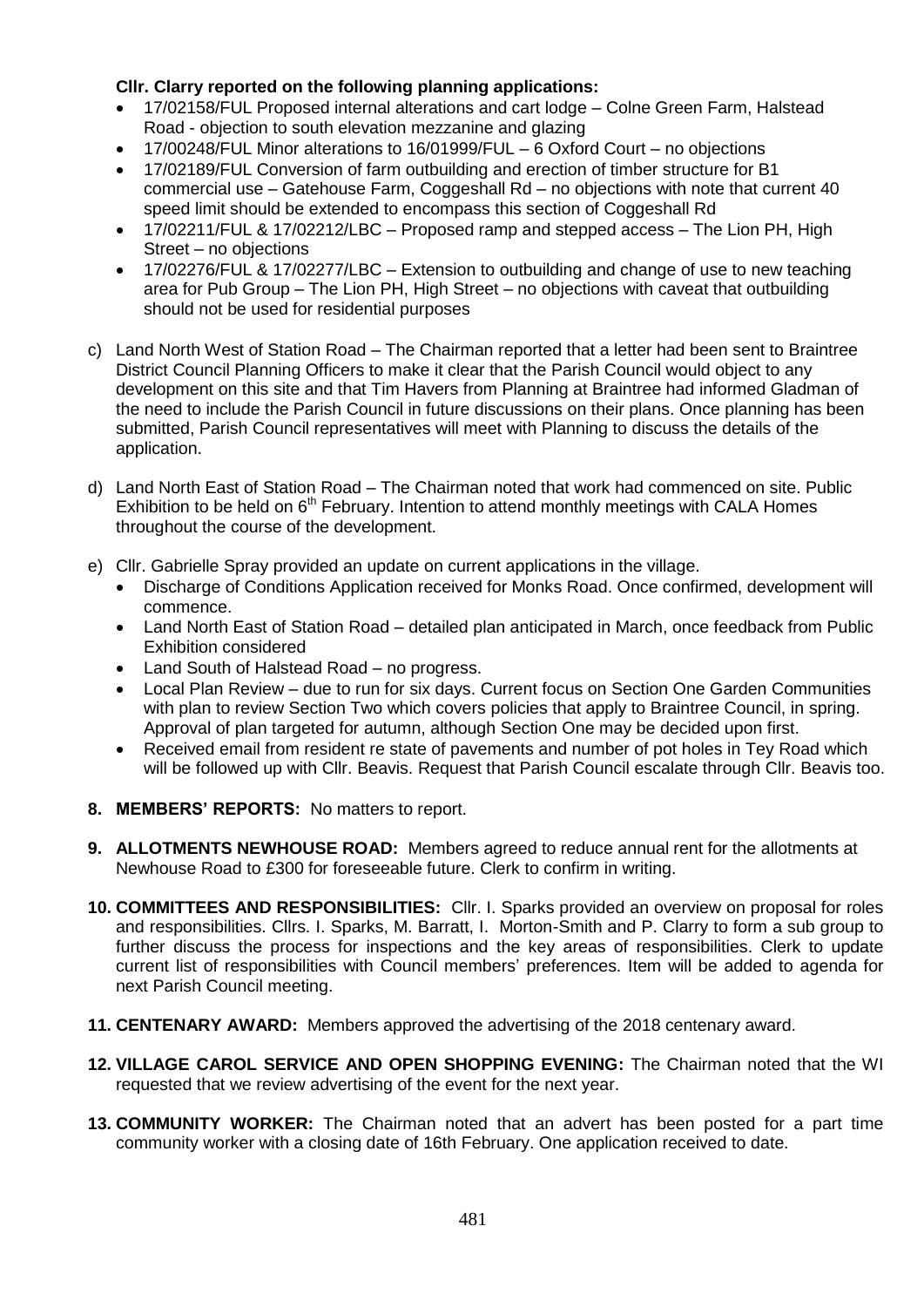**Cllr. Clarry reported on the following planning applications:**

- 17/02158/FUL Proposed internal alterations and cart lodge – Colne Green Farm, Halstead Road - objection to south elevation mezzanine and glazing
- 17/00248/FUL Minor alterations to 16/01999/FUL – 6 Oxford Court – no objections
- 17/02189/FUL Conversion of farm outbuilding and erection of timber structure for B1 commercial use – Gatehouse Farm, Coggeshall Rd – no objections with note that current 40 speed limit should be extended to encompass this section of Coggeshall Rd
- 17/02211/FUL & 17/02212/LBC – Proposed ramp and stepped access – The Lion PH, High Street – no objections
- 17/02276/FUL & 17/02277/LBC – Extension to outbuilding and change of use to new teaching area for Pub Group – The Lion PH, High Street – no objections with caveat that outbuilding should not be used for residential purposes

c) Land North West of Station Road – The Chairman reported that a letter had been sent to Braintree District Council Planning Officers to make it clear that the Parish Council would object to any development on this site and that Tim Havers from Planning at Braintree had informed Gladman of the need to include the Parish Council in future discussions on their plans. Once planning has been submitted, Parish Council representatives will meet with Planning to discuss the details of the application.

d) Land North East of Station Road – The Chairman noted that work had commenced on site. Public Exhibition to be held on 6th February. Intention to attend monthly meetings with CALA Homes throughout the course of the development.

e) Cllr. Gabrielle Spray provided an update on current applications in the village.
   - Discharge of Conditions Application received for Monks Road. Once confirmed, development will commence.
   - Land North East of Station Road – detailed plan anticipated in March, once feedback from Public Exhibition considered
   - Land South of Halstead Road – no progress.
   - Local Plan Review – due to run for six days. Current focus on Section One Garden Communities with plan to review Section Two which covers policies that apply to Braintree Council, in spring. Approval of plan targeted for autumn, although Section One may be decided upon first.
   - Received email from resident re state of pavements and number of pot holes in Tey Road which will be followed up with Cllr. Beavis. Request that Parish Council escalate through Cllr. Beavis too.

**8. MEMBERS' REPORTS:** No matters to report.

**9. ALLOTMENTS NEWHOUSE ROAD:** Members agreed to reduce annual rent for the allotments at Newhouse Road to £300 for foreseeable future. Clerk to confirm in writing.

**10. COMMITTEES AND RESPONSIBILITIES:** Cllr. I. Sparks provided an overview on proposal for roles and responsibilities. Cllrs. I. Sparks, M. Barratt, I. Morton-Smith and P. Clarry to form a sub group to further discuss the process for inspections and the key areas of responsibilities. Clerk to update current list of responsibilities with Council members' preferences. Item will be added to agenda for next Parish Council meeting.

**11. CENTENARY AWARD:** Members approved the advertising of the 2018 centenary award.

**12. VILLAGE CAROL SERVICE AND OPEN SHOPPING EVENING:** The Chairman noted that the WI requested that we review advertising of the event for the next year.

**13. COMMUNITY WORKER:** The Chairman noted that an advert has been posted for a part time community worker with a closing date of 16th February. One application received to date.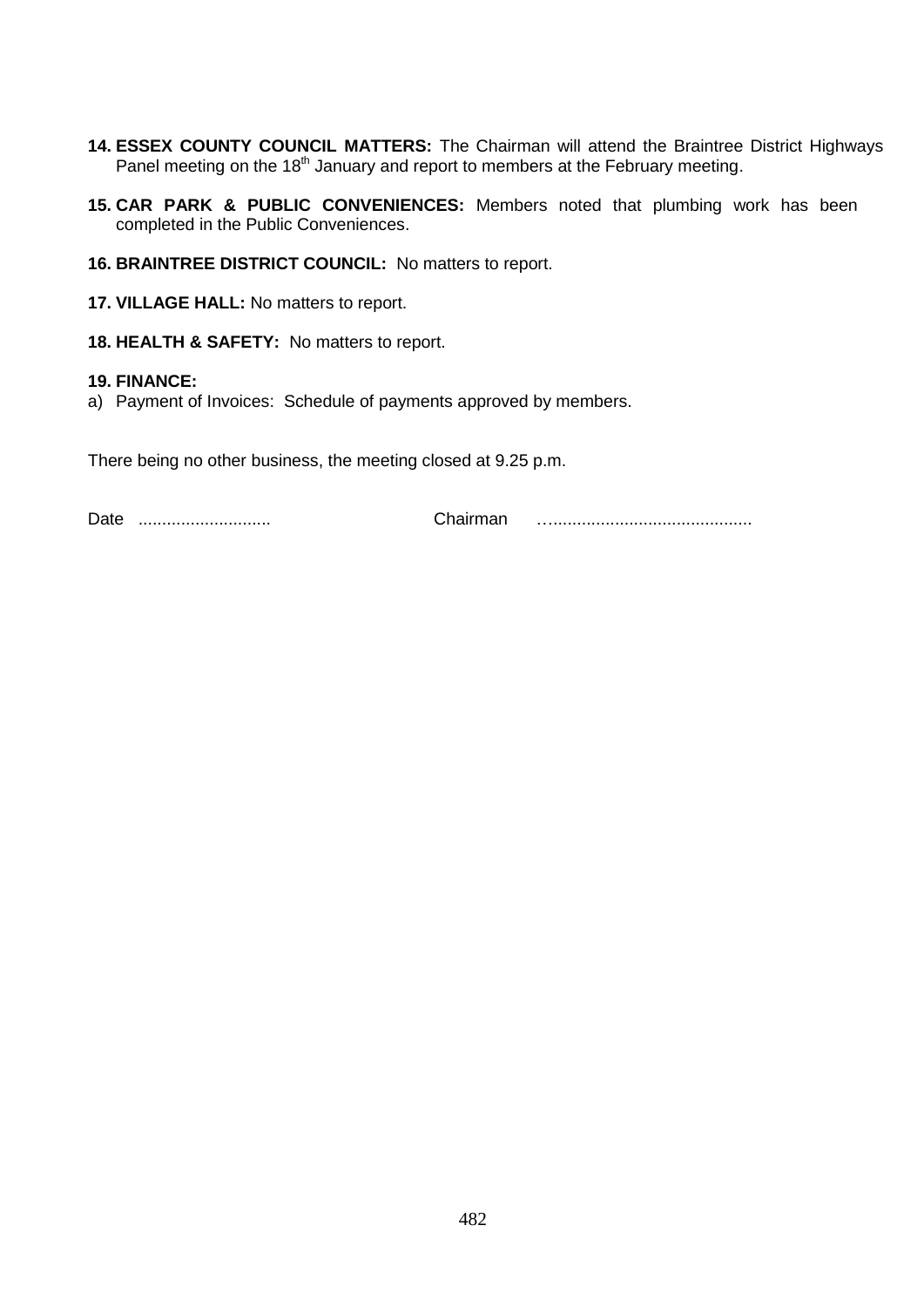14. **ESSEX COUNTY COUNCIL MATTERS:** The Chairman will attend the Braintree District Highways Panel meeting on the 18th January and report to members at the February meeting.

15. **CAR PARK & PUBLIC CONVENIENCES:** Members noted that plumbing work has been completed in the Public Conveniences.

16. **BRAINTREE DISTRICT COUNCIL:** No matters to report.

17. **VILLAGE HALL:** No matters to report.

18. **HEALTH & SAFETY:** No matters to report.

19. **FINANCE:**

a) Payment of Invoices: Schedule of payments approved by members.

There being no other business, the meeting closed at 9.25 p.m.

Date ............................ Chairman …..........................................